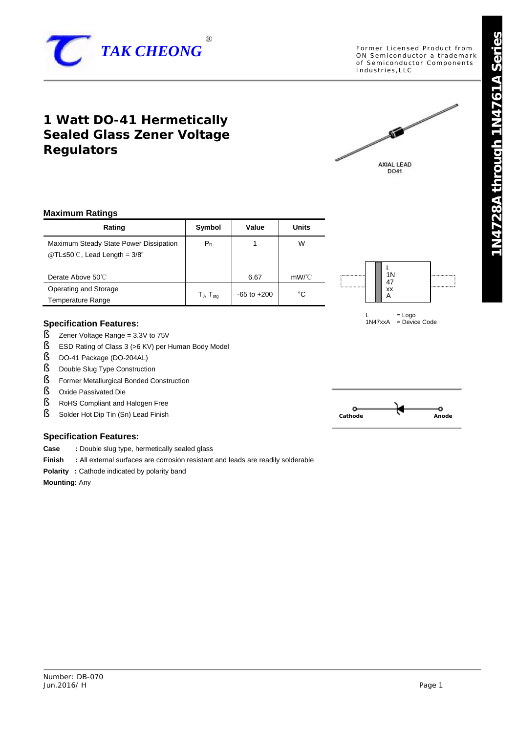TAK CHEONG®

Former Licensed Product from ON Semiconductor a trademark of Semiconductor Components Industries, LLC

# 1 Watt DO-41 Hermetically Sealed Glass Zener Voltage Regulators

AXIAL LEAD DO41

## Maximum Ratings

| Rating | Symbol | Value | Units |
|---|---|---|---|
| Maximum Steady State Power Dissipation @TL≤50℃, Lead Length = 3/8" | $P_D$ | 1 | W |
| Derate Above 50℃ | | 6.67 | mW/℃ |
| Operating and Storage Temperature Range | $T_J$, $T_{stg}$ | -65 to +200 | °C |

L 1N 47 xx A

L = Logo
1N47xxA = Device Code

## Specification Features:

- Zener Voltage Range = 3.3V to 75V
- ESD Rating of Class 3 (>6 KV) per Human Body Model
- DO-41 Package (DO-204AL)
- Double Slug Type Construction
- Former Metallurgical Bonded Construction
- Oxide Passivated Die
- RoHS Compliant and Halogen Free
- Solder Hot Dip Tin (Sn) Lead Finish

Cathode Anode

## Specification Features:

**Case** : Double slug type, hermetically sealed glass

**Finish** : All external surfaces are corrosion resistant and leads are readily solderable

**Polarity** : Cathode indicated by polarity band

**Mounting:** Any

1N4728A through 1N4761A Series

Number: DB-070
Jun.2016/ H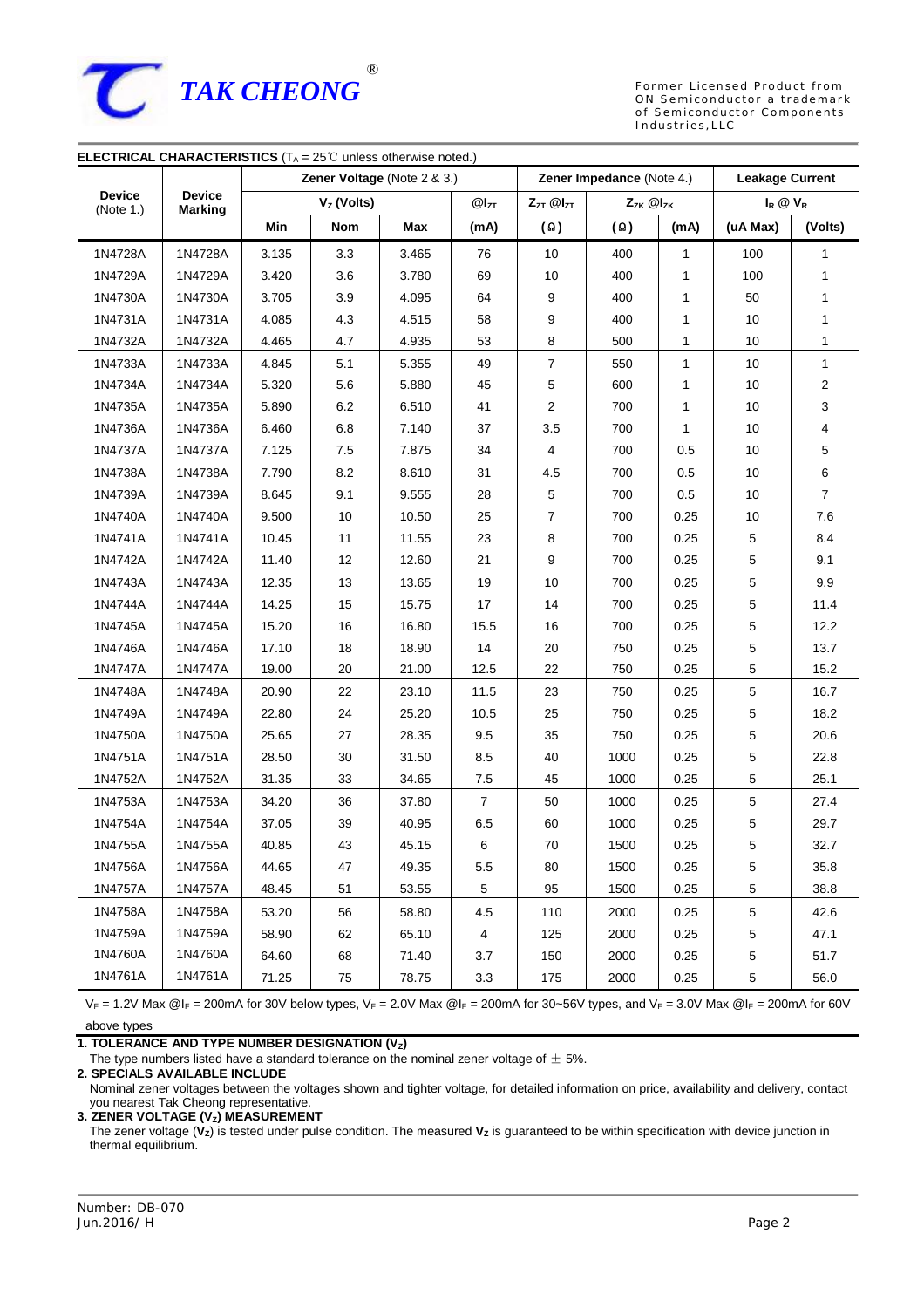**TAK CHEONG**®

Former Licensed Product from ON Semiconductor a trademark of Semiconductor Components Industries,LLC

**ELECTRICAL CHARACTERISTICS** ($T_A$ = 25℃ unless otherwise noted.)

| Device (Note 1.) | Device Marking | Zener Voltage (Note 2 & 3.) | | | | Zener Impedance (Note 4.) | | | Leakage Current | |
|---|---|---|---|---|---|---|---|---|---|---|
| | | $V_Z$ (Volts) | | | $@I_{ZT}$ | $Z_{ZT}$ $@I_{ZT}$ | $Z_{ZK}$ $@I_{ZK}$ | | $I_R$ @ $V_R$ | |
| | | Min | Nom | Max | (mA) | (Ω) | (Ω) | (mA) | (uA Max) | (Volts) |
| 1N4728A | 1N4728A | 3.135 | 3.3 | 3.465 | 76 | 10 | 400 | 1 | 100 | 1 |
| 1N4729A | 1N4729A | 3.420 | 3.6 | 3.780 | 69 | 10 | 400 | 1 | 100 | 1 |
| 1N4730A | 1N4730A | 3.705 | 3.9 | 4.095 | 64 | 9 | 400 | 1 | 50 | 1 |
| 1N4731A | 1N4731A | 4.085 | 4.3 | 4.515 | 58 | 9 | 400 | 1 | 10 | 1 |
| 1N4732A | 1N4732A | 4.465 | 4.7 | 4.935 | 53 | 8 | 500 | 1 | 10 | 1 |
| 1N4733A | 1N4733A | 4.845 | 5.1 | 5.355 | 49 | 7 | 550 | 1 | 10 | 1 |
| 1N4734A | 1N4734A | 5.320 | 5.6 | 5.880 | 45 | 5 | 600 | 1 | 10 | 2 |
| 1N4735A | 1N4735A | 5.890 | 6.2 | 6.510 | 41 | 2 | 700 | 1 | 10 | 3 |
| 1N4736A | 1N4736A | 6.460 | 6.8 | 7.140 | 37 | 3.5 | 700 | 1 | 10 | 4 |
| 1N4737A | 1N4737A | 7.125 | 7.5 | 7.875 | 34 | 4 | 700 | 0.5 | 10 | 5 |
| 1N4738A | 1N4738A | 7.790 | 8.2 | 8.610 | 31 | 4.5 | 700 | 0.5 | 10 | 6 |
| 1N4739A | 1N4739A | 8.645 | 9.1 | 9.555 | 28 | 5 | 700 | 0.5 | 10 | 7 |
| 1N4740A | 1N4740A | 9.500 | 10 | 10.50 | 25 | 7 | 700 | 0.25 | 10 | 7.6 |
| 1N4741A | 1N4741A | 10.45 | 11 | 11.55 | 23 | 8 | 700 | 0.25 | 5 | 8.4 |
| 1N4742A | 1N4742A | 11.40 | 12 | 12.60 | 21 | 9 | 700 | 0.25 | 5 | 9.1 |
| 1N4743A | 1N4743A | 12.35 | 13 | 13.65 | 19 | 10 | 700 | 0.25 | 5 | 9.9 |
| 1N4744A | 1N4744A | 14.25 | 15 | 15.75 | 17 | 14 | 700 | 0.25 | 5 | 11.4 |
| 1N4745A | 1N4745A | 15.20 | 16 | 16.80 | 15.5 | 16 | 700 | 0.25 | 5 | 12.2 |
| 1N4746A | 1N4746A | 17.10 | 18 | 18.90 | 14 | 20 | 750 | 0.25 | 5 | 13.7 |
| 1N4747A | 1N4747A | 19.00 | 20 | 21.00 | 12.5 | 22 | 750 | 0.25 | 5 | 15.2 |
| 1N4748A | 1N4748A | 20.90 | 22 | 23.10 | 11.5 | 23 | 750 | 0.25 | 5 | 16.7 |
| 1N4749A | 1N4749A | 22.80 | 24 | 25.20 | 10.5 | 25 | 750 | 0.25 | 5 | 18.2 |
| 1N4750A | 1N4750A | 25.65 | 27 | 28.35 | 9.5 | 35 | 750 | 0.25 | 5 | 20.6 |
| 1N4751A | 1N4751A | 28.50 | 30 | 31.50 | 8.5 | 40 | 1000 | 0.25 | 5 | 22.8 |
| 1N4752A | 1N4752A | 31.35 | 33 | 34.65 | 7.5 | 45 | 1000 | 0.25 | 5 | 25.1 |
| 1N4753A | 1N4753A | 34.20 | 36 | 37.80 | 7 | 50 | 1000 | 0.25 | 5 | 27.4 |
| 1N4754A | 1N4754A | 37.05 | 39 | 40.95 | 6.5 | 60 | 1000 | 0.25 | 5 | 29.7 |
| 1N4755A | 1N4755A | 40.85 | 43 | 45.15 | 6 | 70 | 1500 | 0.25 | 5 | 32.7 |
| 1N4756A | 1N4756A | 44.65 | 47 | 49.35 | 5.5 | 80 | 1500 | 0.25 | 5 | 35.8 |
| 1N4757A | 1N4757A | 48.45 | 51 | 53.55 | 5 | 95 | 1500 | 0.25 | 5 | 38.8 |
| 1N4758A | 1N4758A | 53.20 | 56 | 58.80 | 4.5 | 110 | 2000 | 0.25 | 5 | 42.6 |
| 1N4759A | 1N4759A | 58.90 | 62 | 65.10 | 4 | 125 | 2000 | 0.25 | 5 | 47.1 |
| 1N4760A | 1N4760A | 64.60 | 68 | 71.40 | 3.7 | 150 | 2000 | 0.25 | 5 | 51.7 |
| 1N4761A | 1N4761A | 71.25 | 75 | 78.75 | 3.3 | 175 | 2000 | 0.25 | 5 | 56.0 |

$V_F$ = 1.2V Max $@I_F$ = 200mA for 30V below types, $V_F$ = 2.0V Max $@I_F$ = 200mA for 30~56V types, and $V_F$ = 3.0V Max $@I_F$ = 200mA for 60V above types

**1. TOLERANCE AND TYPE NUMBER DESIGNATION ($V_Z$)**

The type numbers listed have a standard tolerance on the nominal zener voltage of ± 5%.

**2. SPECIALS AVAILABLE INCLUDE**

Nominal zener voltages between the voltages shown and tighter voltage, for detailed information on price, availability and delivery, contact you nearest Tak Cheong representative.

**3. ZENER VOLTAGE ($V_Z$) MEASUREMENT**

The zener voltage (**$V_Z$**) is tested under pulse condition. The measured **$V_Z$** is guaranteed to be within specification with device junction in thermal equilibrium.

Number: DB-070
Jun.2016/ H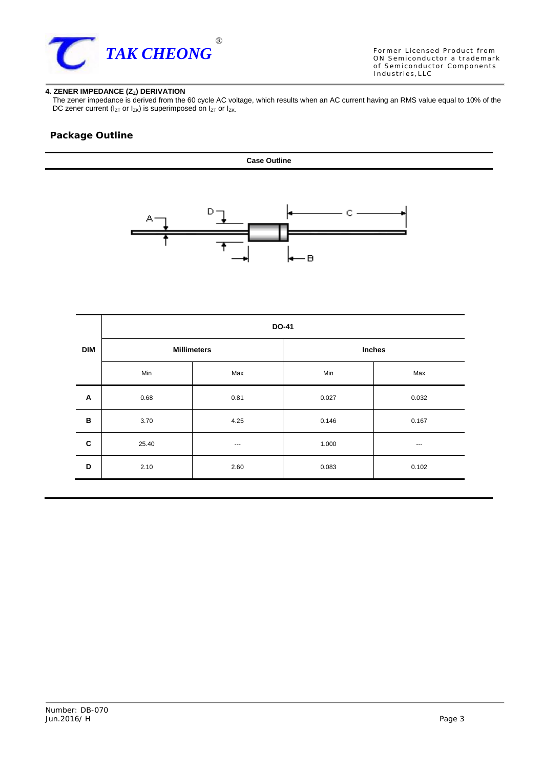### 4. ZENER IMPEDANCE ($Z_Z$) DERIVATION

The zener impedance is derived from the 60 cycle AC voltage, which results when an AC current having an RMS value equal to 10% of the DC zener current ($I_{ZT}$ or $I_{ZK}$) is superimposed on $I_{ZT}$ or $I_{ZK}$.

## Package Outline

**Case Outline**

A
D
C
B

| DIM | DO-41 | | | |
|---|---|---|---|---|
| | Millimeters | | Inches | |
| | Min | Max | Min | Max |
| A | 0.68 | 0.81 | 0.027 | 0.032 |
| B | 3.70 | 4.25 | 0.146 | 0.167 |
| C | 25.40 | --- | 1.000 | --- |
| D | 2.10 | 2.60 | 0.083 | 0.102 |

Number: DB-070
Jun.2016/ H